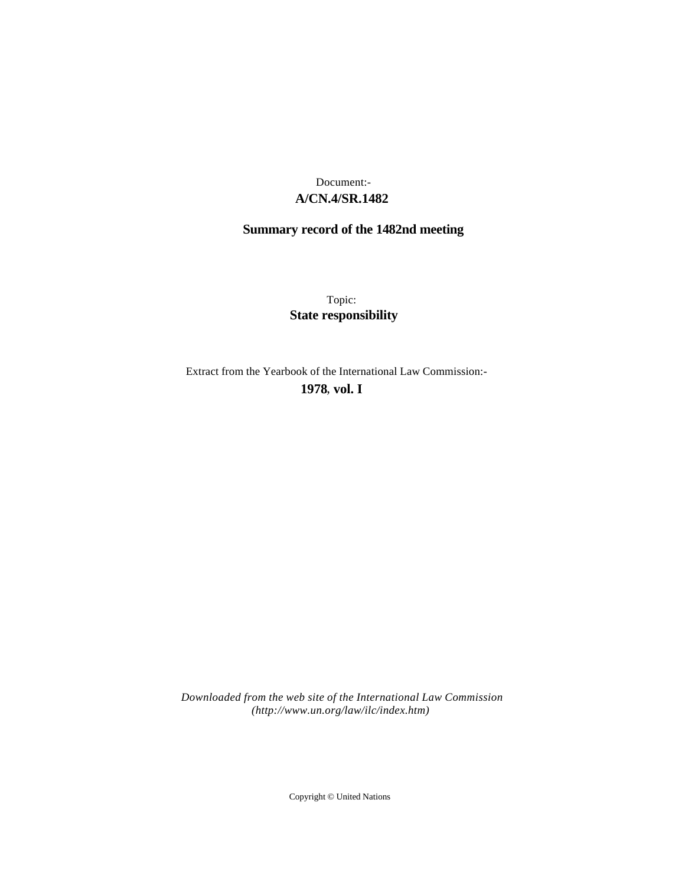Document:-

**A/CN.4/SR.1482**

**Summary record of the 1482nd meeting**

Topic:

**State responsibility**

Extract from the Yearbook of the International Law Commission:-

**1978, vol. I**

*Downloaded from the web site of the International Law Commission (http://www.un.org/law/ilc/index.htm)*

Copyright © United Nations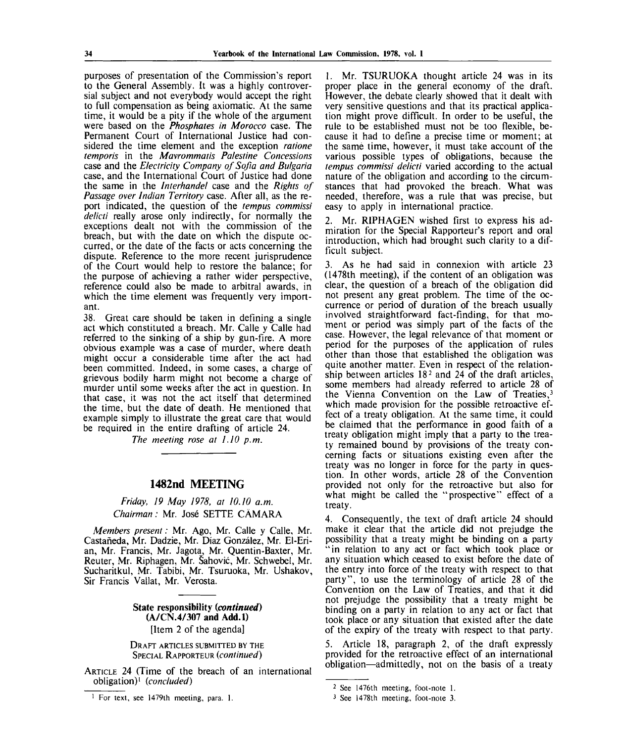purposes of presentation of the Commission's report to the General Assembly. It was a highly controversial subject and not everybody would accept the right to full compensation as being axiomatic. At the same time, it would be a pity if the whole of the argument were based on the *Phosphates in Morocco* case. The Permanent Court of International Justice had considered the time element and the exception *ratione temporis* in the *Mavrommatis Palestine Concessions* case and the *Electricity Company of Sofia and Bulgaria* case, and the International Court of Justice had done the same in the *Interhandel* case and the *Rights of Passage over Indian Territory* case. After all, as the report indicated, the question of the *tempus commissi delicti* really arose only indirectly, for normally the exceptions dealt not with the commission of the breach, but with the date on which the dispute occurred, or the date of the facts or acts concerning the dispute. Reference to the more recent jurisprudence of the Court would help to restore the balance; for the purpose of achieving a rather wider perspective, reference could also be made to arbitral awards, in which the time element was frequently very important.

38. Great care should be taken in defining a single act which constituted a breach. Mr. Calle y Calle had referred to the sinking of a ship by gun-fire. A more obvious example was a case of murder, where death might occur a considerable time after the act had been committed. Indeed, in some cases, a charge of grievous bodily harm might not become a charge of murder until some weeks after the act in question. In that case, it was not the act itself that determined the time, but the date of death. He mentioned that example simply to illustrate the great care that would be required in the entire drafting of article 24.

*The meeting rose at 1.10 p.m.*

---

## 1482nd MEETING

*Friday, 19 May 1978, at 10.10 a.m.*

*Chairman:* Mr. José SETTE CÂMARA

*Members present:* Mr. Ago, Mr. Calle y Calle, Mr. Castañeda, Mr. Dadzie, Mr. Díaz González, Mr. El-Erian, Mr. Francis, Mr. Jagota, Mr. Quentin-Baxter, Mr. Reuter, Mr. Riphagen, Mr. Šahović, Mr. Schwebel, Mr. Sucharitkul, Mr. Tabibi, Mr. Tsuruoka, Mr. Ushakov, Sir Francis Vallat, Mr. Verosta.

---

### State responsibility (*continued*) (A/CN.4/307 and Add.1)

[Item 2 of the agenda]

DRAFT ARTICLES SUBMITTED BY THE SPECIAL RAPPORTEUR (*continued*)

ARTICLE 24 (Time of the breach of an international obligation)[1] (*concluded*)

1. Mr. TSURUOKA thought article 24 was in its proper place in the general economy of the draft. However, the debate clearly showed that it dealt with very sensitive questions and that its practical application might prove difficult. In order to be useful, the rule to be established must not be too flexible, because it had to define a precise time or moment; at the same time, however, it must take account of the various possible types of obligations, because the *tempus commissi delicti* varied according to the actual nature of the obligation and according to the circumstances that had provoked the breach. What was needed, therefore, was a rule that was precise, but easy to apply in international practice.

2. Mr. RIPHAGEN wished first to express his admiration for the Special Rapporteur's report and oral introduction, which had brought such clarity to a difficult subject.

3. As he had said in connexion with article 23 (1478th meeting), if the content of an obligation was clear, the question of a breach of the obligation did not present any great problem. The time of the occurrence or period of duration of the breach usually involved straightforward fact-finding, for that moment or period was simply part of the facts of the case. However, the legal relevance of that moment or period for the purposes of the application of rules other than those that established the obligation was quite another matter. Even in respect of the relationship between articles 18[2] and 24 of the draft articles, some members had already referred to article 28 of the Vienna Convention on the Law of Treaties,[3] which made provision for the possible retroactive effect of a treaty obligation. At the same time, it could be claimed that the performance in good faith of a treaty obligation might imply that a party to the treaty remained bound by provisions of the treaty concerning facts or situations existing even after the treaty was no longer in force for the party in question. In other words, article 28 of the Convention provided not only for the retroactive but also for what might be called the "prospective" effect of a treaty.

4. Consequently, the text of draft article 24 should make it clear that the article did not prejudge the possibility that a treaty might be binding on a party "in relation to any act or fact which took place or any situation which ceased to exist before the date of the entry into force of the treaty with respect to that party", to use the terminology of article 28 of the Convention on the Law of Treaties, and that it did not prejudge the possibility that a treaty might be binding on a party in relation to any act or fact that took place or any situation that existed after the date of the expiry of the treaty with respect to that party.

5. Article 18, paragraph 2, of the draft expressly provided for the retroactive effect of an international obligation—admittedly, not on the basis of a treaty

---

[1] For text, see 1479th meeting, para. 1.

[2] See 1476th meeting, foot-note 1.

[3] See 1478th meeting, foot-note 3.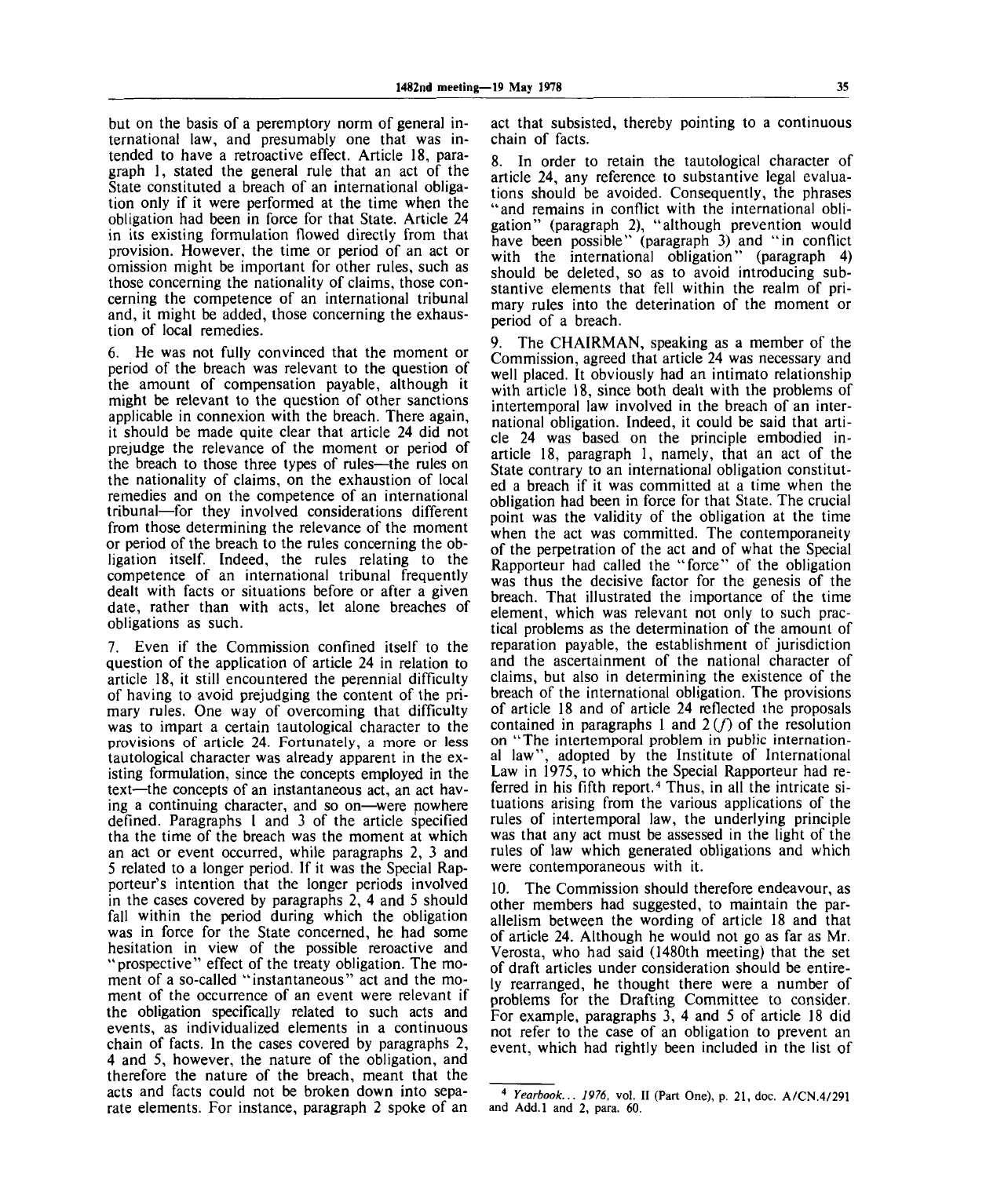but on the basis of a peremptory norm of general international law, and presumably one that was intended to have a retroactive effect. Article 18, paragraph 1, stated the general rule that an act of the State constituted a breach of an international obligation only if it were performed at the time when the obligation had been in force for that State. Article 24 in its existing formulation flowed directly from that provision. However, the time or period of an act or omission might be important for other rules, such as those concerning the nationality of claims, those concerning the competence of an international tribunal and, it might be added, those concerning the exhaustion of local remedies.

6. He was not fully convinced that the moment or period of the breach was relevant to the question of the amount of compensation payable, although it might be relevant to the question of other sanctions applicable in connexion with the breach. There again, it should be made quite clear that article 24 did not prejudge the relevance of the moment or period of the breach to those three types of rules—the rules on the nationality of claims, on the exhaustion of local remedies and on the competence of an international tribunal—for they involved considerations different from those determining the relevance of the moment or period of the breach to the rules concerning the obligation itself. Indeed, the rules relating to the competence of an international tribunal frequently dealt with facts or situations before or after a given date, rather than with acts, let alone breaches of obligations as such.

7. Even if the Commission confined itself to the question of the application of article 24 in relation to article 18, it still encountered the perennial difficulty of having to avoid prejudging the content of the primary rules. One way of overcoming that difficulty was to impart a certain tautological character to the provisions of article 24. Fortunately, a more or less tautological character was already apparent in the existing formulation, since the concepts employed in the text—the concepts of an instantaneous act, an act having a continuing character, and so on—were nowhere defined. Paragraphs 1 and 3 of the article specified tha the time of the breach was the moment at which an act or event occurred, while paragraphs 2, 3 and 5 related to a longer period. If it was the Special Rapporteur's intention that the longer periods involved in the cases covered by paragraphs 2, 4 and 5 should fall within the period during which the obligation was in force for the State concerned, he had some hesitation in view of the possible reroactive and "prospective" effect of the treaty obligation. The moment of a so-called "instantaneous" act and the moment of the occurrence of an event were relevant if the obligation specifically related to such acts and events, as individualized elements in a continuous chain of facts. In the cases covered by paragraphs 2, 4 and 5, however, the nature of the obligation, and therefore the nature of the breach, meant that the acts and facts could not be broken down into separate elements. For instance, paragraph 2 spoke of an act that subsisted, thereby pointing to a continuous chain of facts.

8. In order to retain the tautological character of article 24, any reference to substantive legal evaluations should be avoided. Consequently, the phrases "and remains in conflict with the international obligation" (paragraph 2), "although prevention would have been possible" (paragraph 3) and "in conflict with the international obligation" (paragraph 4) should be deleted, so as to avoid introducing substantive elements that fell within the realm of primary rules into the deterination of the moment or period of a breach.

9. The CHAIRMAN, speaking as a member of the Commission, agreed that article 24 was necessary and well placed. It obviously had an intimato relationship with article 18, since both dealt with the problems of intertemporal law involved in the breach of an international obligation. Indeed, it could be said that article 24 was based on the principle embodied in article 18, paragraph 1, namely, that an act of the State contrary to an international obligation constituted a breach if it was committed at a time when the obligation had been in force for that State. The crucial point was the validity of the obligation at the time when the act was committed. The contemporaneity of the perpetration of the act and of what the Special Rapporteur had called the "force" of the obligation was thus the decisive factor for the genesis of the breach. That illustrated the importance of the time element, which was relevant not only to such practical problems as the determination of the amount of reparation payable, the establishment of jurisdiction and the ascertainment of the national character of claims, but also in determining the existence of the breach of the international obligation. The provisions of article 18 and of article 24 reflected the proposals contained in paragraphs 1 and 2 (*f*) of the resolution on "The intertemporal problem in public international law", adopted by the Institute of International Law in 1975, to which the Special Rapporteur had referred in his fifth report.[4] Thus, in all the intricate situations arising from the various applications of the rules of intertemporal law, the underlying principle was that any act must be assessed in the light of the rules of law which generated obligations and which were contemporaneous with it.

10. The Commission should therefore endeavour, as other members had suggested, to maintain the parallelism between the wording of article 18 and that of article 24. Although he would not go as far as Mr. Verosta, who had said (1480th meeting) that the set of draft articles under consideration should be entirely rearranged, he thought there were a number of problems for the Drafting Committee to consider. For example, paragraphs 3, 4 and 5 of article 18 did not refer to the case of an obligation to prevent an event, which had rightly been included in the list of

---

[4] *Yearbook... 1976*, vol. II (Part One), p. 21, doc. A/CN.4/291 and Add.1 and 2, para. 60.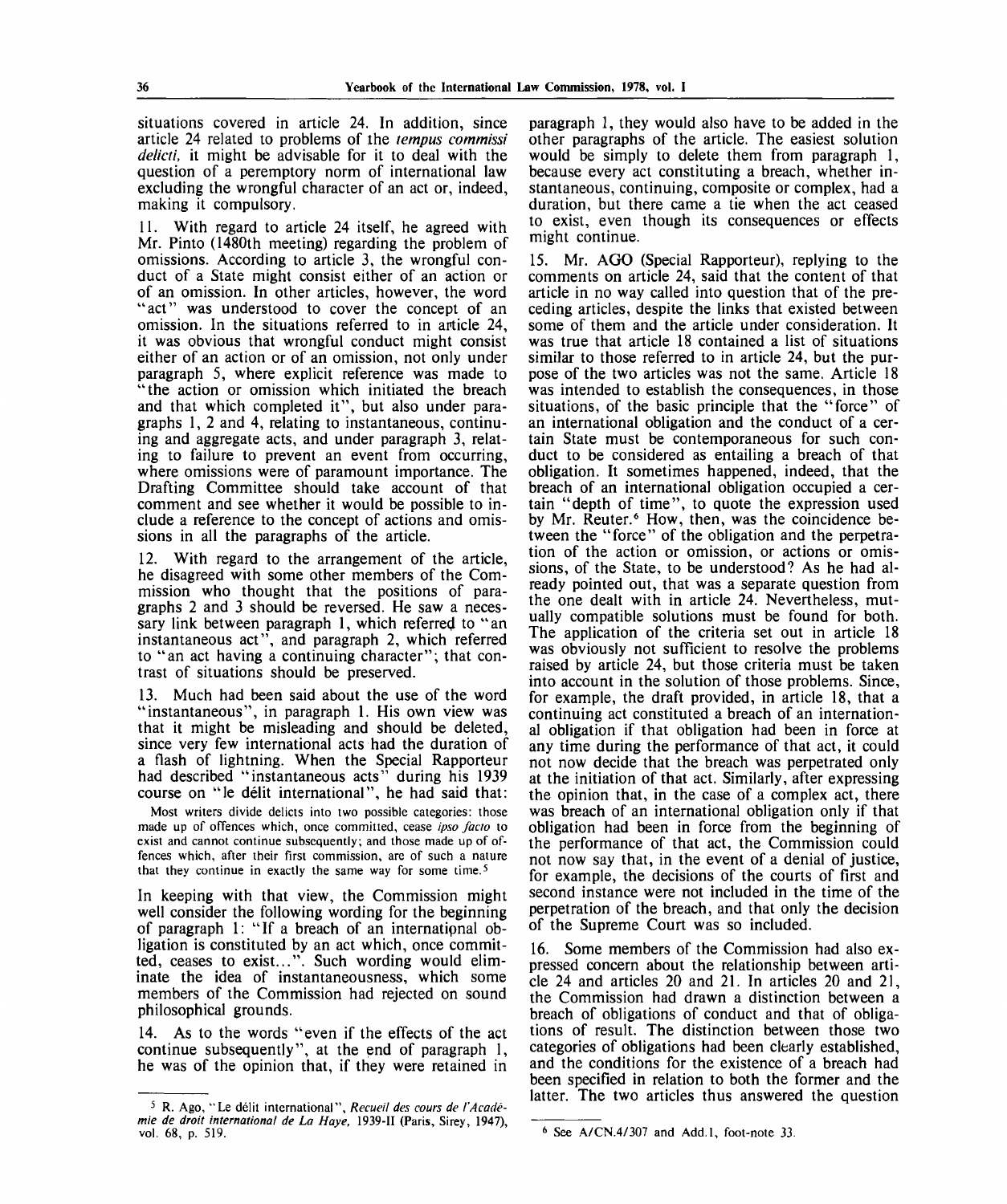situations covered in article 24. In addition, since article 24 related to problems of the *tempus commissi delicti*, it might be advisable for it to deal with the question of a peremptory norm of international law excluding the wrongful character of an act or, indeed, making it compulsory.

11. With regard to article 24 itself, he agreed with Mr. Pinto (1480th meeting) regarding the problem of omissions. According to article 3, the wrongful conduct of a State might consist either of an action or of an omission. In other articles, however, the word "act" was understood to cover the concept of an omission. In the situations referred to in article 24, it was obvious that wrongful conduct might consist either of an action or of an omission, not only under paragraph 5, where explicit reference was made to "the action or omission which initiated the breach and that which completed it", but also under paragraphs 1, 2 and 4, relating to instantaneous, continuing and aggregate acts, and under paragraph 3, relating to failure to prevent an event from occurring, where omissions were of paramount importance. The Drafting Committee should take account of that comment and see whether it would be possible to include a reference to the concept of actions and omissions in all the paragraphs of the article.

12. With regard to the arrangement of the article, he disagreed with some other members of the Commission who thought that the positions of paragraphs 2 and 3 should be reversed. He saw a necessary link between paragraph 1, which referred to "an instantaneous act", and paragraph 2, which referred to "an act having a continuing character"; that contrast of situations should be preserved.

13. Much had been said about the use of the word "instantaneous", in paragraph 1. His own view was that it might be misleading and should be deleted, since very few international acts had the duration of a flash of lightning. When the Special Rapporteur had described "instantaneous acts" during his 1939 course on "le délit international", he had said that:

> Most writers divide delicts into two possible categories: those made up of offences which, once committed, cease *ipso facto* to exist and cannot continue subsequently; and those made up of offences which, after their first commission, are of such a nature that they continue in exactly the same way for some time.[5]

In keeping with that view, the Commission might well consider the following wording for the beginning of paragraph 1: "If a breach of an international obligation is constituted by an act which, once committed, ceases to exist...". Such wording would eliminate the idea of instantaneousness, which some members of the Commission had rejected on sound philosophical grounds.

14. As to the words "even if the effects of the act continue subsequently", at the end of paragraph 1, he was of the opinion that, if they were retained in paragraph 1, they would also have to be added in the other paragraphs of the article. The easiest solution would be simply to delete them from paragraph 1, because every act constituting a breach, whether instantaneous, continuing, composite or complex, had a duration, but there came a tie when the act ceased to exist, even though its consequences or effects might continue.

15. Mr. AGO (Special Rapporteur), replying to the comments on article 24, said that the content of that article in no way called into question that of the preceding articles, despite the links that existed between some of them and the article under consideration. It was true that article 18 contained a list of situations similar to those referred to in article 24, but the purpose of the two articles was not the same. Article 18 was intended to establish the consequences, in those situations, of the basic principle that the "force" of an international obligation and the conduct of a certain State must be contemporaneous for such conduct to be considered as entailing a breach of that obligation. It sometimes happened, indeed, that the breach of an international obligation occupied a certain "depth of time", to quote the expression used by Mr. Reuter.[6] How, then, was the coincidence between the "force" of the obligation and the perpetration of the action or omission, or actions or omissions, of the State, to be understood? As he had already pointed out, that was a separate question from the one dealt with in article 24. Nevertheless, mutually compatible solutions must be found for both. The application of the criteria set out in article 18 was obviously not sufficient to resolve the problems raised by article 24, but those criteria must be taken into account in the solution of those problems. Since, for example, the draft provided, in article 18, that a continuing act constituted a breach of an international obligation if that obligation had been in force at any time during the performance of that act, it could not now decide that the breach was perpetrated only at the initiation of that act. Similarly, after expressing the opinion that, in the case of a complex act, there was breach of an international obligation only if that obligation had been in force from the beginning of the performance of that act, the Commission could not now say that, in the event of a denial of justice, for example, the decisions of the courts of first and second instance were not included in the time of the perpetration of the breach, and that only the decision of the Supreme Court was so included.

16. Some members of the Commission had also expressed concern about the relationship between article 24 and articles 20 and 21. In articles 20 and 21, the Commission had drawn a distinction between a breach of obligations of conduct and that of obligations of result. The distinction between those two categories of obligations had been clearly established, and the conditions for the existence of a breach had been specified in relation to both the former and the latter. The two articles thus answered the question

---

[5] R. Ago, "Le délit international", *Recueil des cours de l'Académie de droit international de La Haye*, 1939-II (Paris, Sirey, 1947), vol. 68, p. 519.

[6] See A/CN.4/307 and Add.1, foot-note 33.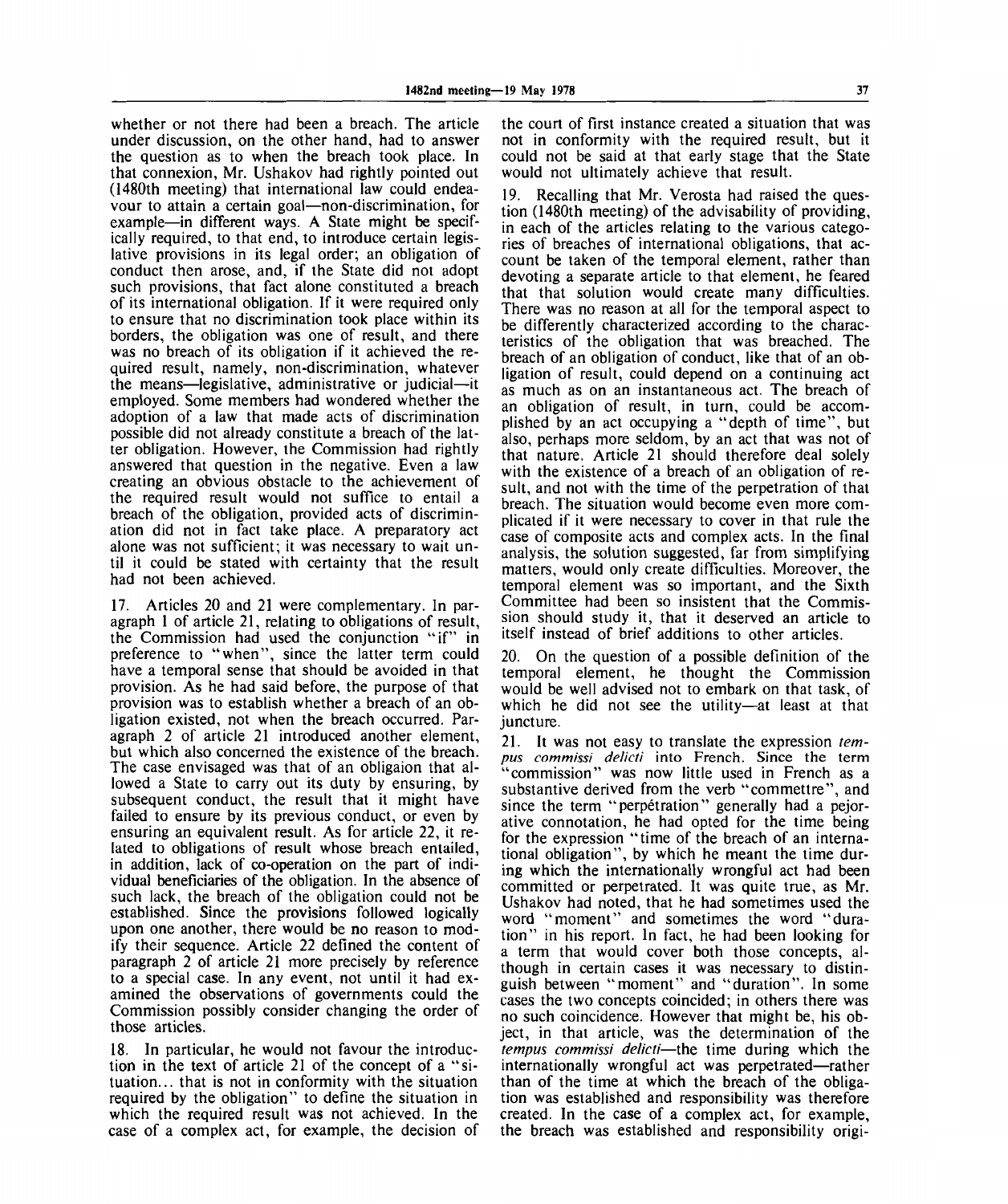whether or not there had been a breach. The article under discussion, on the other hand, had to answer the question as to when the breach took place. In that connexion, Mr. Ushakov had rightly pointed out (1480th meeting) that international law could endeavour to attain a certain goal—non-discrimination, for example—in different ways. A State might be specifically required, to that end, to introduce certain legislative provisions in its legal order; an obligation of conduct then arose, and, if the State did not adopt such provisions, that fact alone constituted a breach of its international obligation. If it were required only to ensure that no discrimination took place within its borders, the obligation was one of result, and there was no breach of its obligation if it achieved the required result, namely, non-discrimination, whatever the means—legislative, administrative or judicial—it employed. Some members had wondered whether the adoption of a law that made acts of discrimination possible did not already constitute a breach of the latter obligation. However, the Commission had rightly answered that question in the negative. Even a law creating an obvious obstacle to the achievement of the required result would not suffice to entail a breach of the obligation, provided acts of discrimination did not in fact take place. A preparatory act alone was not sufficient; it was necessary to wait until it could be stated with certainty that the result had not been achieved.

17. Articles 20 and 21 were complementary. In paragraph 1 of article 21, relating to obligations of result, the Commission had used the conjunction "if" in preference to "when", since the latter term could have a temporal sense that should be avoided in that provision. As he had said before, the purpose of that provision was to establish whether a breach of an obligation existed, not when the breach occurred. Paragraph 2 of article 21 introduced another element, but which also concerned the existence of the breach. The case envisaged was that of an obligaion that allowed a State to carry out its duty by ensuring, by subsequent conduct, the result that it might have failed to ensure by its previous conduct, or even by ensuring an equivalent result. As for article 22, it related to obligations of result whose breach entailed, in addition, lack of co-operation on the part of individual beneficiaries of the obligation. In the absence of such lack, the breach of the obligation could not be established. Since the provisions followed logically upon one another, there would be no reason to modify their sequence. Article 22 defined the content of paragraph 2 of article 21 more precisely by reference to a special case. In any event, not until it had examined the observations of governments could the Commission possibly consider changing the order of those articles.

18. In particular, he would not favour the introduction in the text of article 21 of the concept of a "situation... that is not in conformity with the situation required by the obligation" to define the situation in which the required result was not achieved. In the case of a complex act, for example, the decision of the court of first instance created a situation that was not in conformity with the required result, but it could not be said at that early stage that the State would not ultimately achieve that result.

19. Recalling that Mr. Verosta had raised the question (1480th meeting) of the advisability of providing, in each of the articles relating to the various categories of breaches of international obligations, that account be taken of the temporal element, rather than devoting a separate article to that element, he feared that that solution would create many difficulties. There was no reason at all for the temporal aspect to be differently characterized according to the characteristics of the obligation that was breached. The breach of an obligation of conduct, like that of an obligation of result, could depend on a continuing act as much as on an instantaneous act. The breach of an obligation of result, in turn, could be accomplished by an act occupying a "depth of time", but also, perhaps more seldom, by an act that was not of that nature. Article 21 should therefore deal solely with the existence of a breach of an obligation of result, and not with the time of the perpetration of that breach. The situation would become even more complicated if it were necessary to cover in that rule the case of composite acts and complex acts. In the final analysis, the solution suggested, far from simplifying matters, would only create difficulties. Moreover, the temporal element was so important, and the Sixth Committee had been so insistent that the Commission should study it, that it deserved an article to itself instead of brief additions to other articles.

20. On the question of a possible definition of the temporal element, he thought the Commission would be well advised not to embark on that task, of which he did not see the utility—at least at that juncture.

21. It was not easy to translate the expression *tempus commissi delicti* into French. Since the term "commission" was now little used in French as a substantive derived from the verb "commettre", and since the term "perpétration" generally had a pejorative connotation, he had opted for the time being for the expression "time of the breach of an international obligation", by which he meant the time during which the internationally wrongful act had been committed or perpetrated. It was quite true, as Mr. Ushakov had noted, that he had sometimes used the word "moment" and sometimes the word "duration" in his report. In fact, he had been looking for a term that would cover both those concepts, although in certain cases it was necessary to distinguish between "moment" and "duration". In some cases the two concepts coincided; in others there was no such coincidence. However that might be, his object, in that article, was the determination of the *tempus commissi delicti*—the time during which the internationally wrongful act was perpetrated—rather than of the time at which the breach of the obligation was established and responsibility was therefore created. In the case of a complex act, for example, the breach was established and responsibility origi-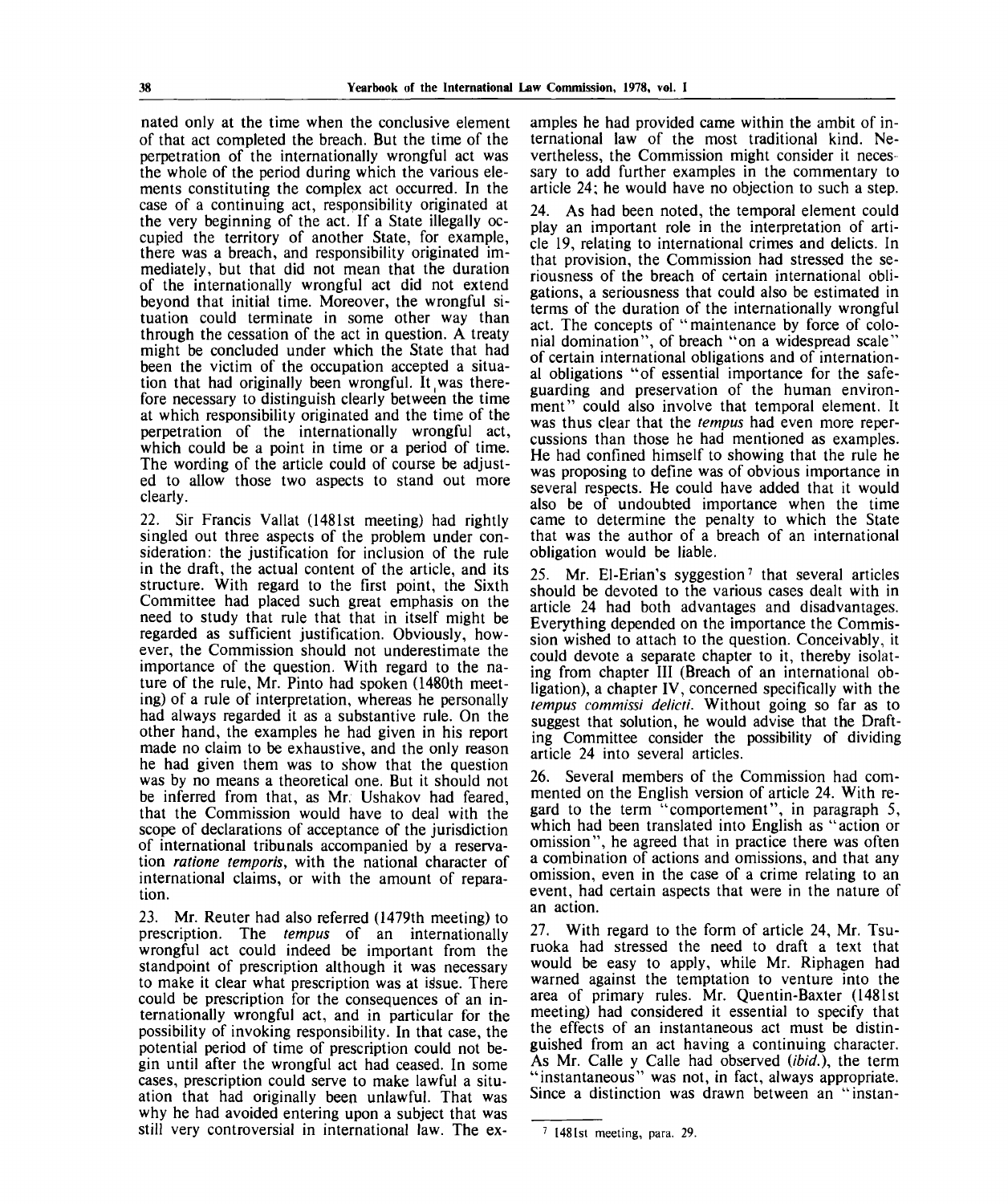nated only at the time when the conclusive element of that act completed the breach. But the time of the perpetration of the internationally wrongful act was the whole of the period during which the various elements constituting the complex act occurred. In the case of a continuing act, responsibility originated at the very beginning of the act. If a State illegally occupied the territory of another State, for example, there was a breach, and responsibility originated immediately, but that did not mean that the duration of the internationally wrongful act did not extend beyond that initial time. Moreover, the wrongful situation could terminate in some other way than through the cessation of the act in question. A treaty might be concluded under which the State that had been the victim of the occupation accepted a situation that had originally been wrongful. It was therefore necessary to distinguish clearly between the time at which responsibility originated and the time of the perpetration of the internationally wrongful act, which could be a point in time or a period of time. The wording of the article could of course be adjusted to allow those two aspects to stand out more clearly.

22. Sir Francis Vallat (1481st meeting) had rightly singled out three aspects of the problem under consideration: the justification for inclusion of the rule in the draft, the actual content of the article, and its structure. With regard to the first point, the Sixth Committee had placed such great emphasis on the need to study that rule that that in itself might be regarded as sufficient justification. Obviously, however, the Commission should not underestimate the importance of the question. With regard to the nature of the rule, Mr. Pinto had spoken (1480th meeting) of a rule of interpretation, whereas he personally had always regarded it as a substantive rule. On the other hand, the examples he had given in his report made no claim to be exhaustive, and the only reason he had given them was to show that the question was by no means a theoretical one. But it should not be inferred from that, as Mr. Ushakov had feared, that the Commission would have to deal with the scope of declarations of acceptance of the jurisdiction of international tribunals accompanied by a reservation *ratione temporis*, with the national character of international claims, or with the amount of reparation.

23. Mr. Reuter had also referred (1479th meeting) to prescription. The *tempus* of an internationally wrongful act could indeed be important from the standpoint of prescription although it was necessary to make it clear what prescription was at issue. There could be prescription for the consequences of an internationally wrongful act, and in particular for the possibility of invoking responsibility. In that case, the potential period of time of prescription could not begin until after the wrongful act had ceased. In some cases, prescription could serve to make lawful a situation that had originally been unlawful. That was why he had avoided entering upon a subject that was still very controversial in international law. The examples he had provided came within the ambit of international law of the most traditional kind. Nevertheless, the Commission might consider it necessary to add further examples in the commentary to article 24; he would have no objection to such a step.

24. As had been noted, the temporal element could play an important role in the interpretation of article 19, relating to international crimes and delicts. In that provision, the Commission had stressed the seriousness of the breach of certain international obligations, a seriousness that could also be estimated in terms of the duration of the internationally wrongful act. The concepts of "maintenance by force of colonial domination", of breach "on a widespread scale" of certain international obligations and of international obligations "of essential importance for the safeguarding and preservation of the human environment" could also involve that temporal element. It was thus clear that the *tempus* had even more repercussions than those he had mentioned as examples. He had confined himself to showing that the rule he was proposing to define was of obvious importance in several respects. He could have added that it would also be of undoubted importance when the time came to determine the penalty to which the State that was the author of a breach of an international obligation would be liable.

25. Mr. El-Erian's syggestion[7] that several articles should be devoted to the various cases dealt with in article 24 had both advantages and disadvantages. Everything depended on the importance the Commission wished to attach to the question. Conceivably, it could devote a separate chapter to it, thereby isolating from chapter III (Breach of an international obligation), a chapter IV, concerned specifically with the *tempus commissi delicti*. Without going so far as to suggest that solution, he would advise that the Drafting Committee consider the possibility of dividing article 24 into several articles.

26. Several members of the Commission had commented on the English version of article 24. With regard to the term "comportement", in paragraph 5, which had been translated into English as "action or omission", he agreed that in practice there was often a combination of actions and omissions, and that any omission, even in the case of a crime relating to an event, had certain aspects that were in the nature of an action.

27. With regard to the form of article 24, Mr. Tsuruoka had stressed the need to draft a text that would be easy to apply, while Mr. Riphagen had warned against the temptation to venture into the area of primary rules. Mr. Quentin-Baxter (1481st meeting) had considered it essential to specify that the effects of an instantaneous act must be distinguished from an act having a continuing character. As Mr. Calle y Calle had observed (*ibid.*), the term "instantaneous" was not, in fact, always appropriate. Since a distinction was drawn between an "instan-

[7] 1481st meeting, para. 29.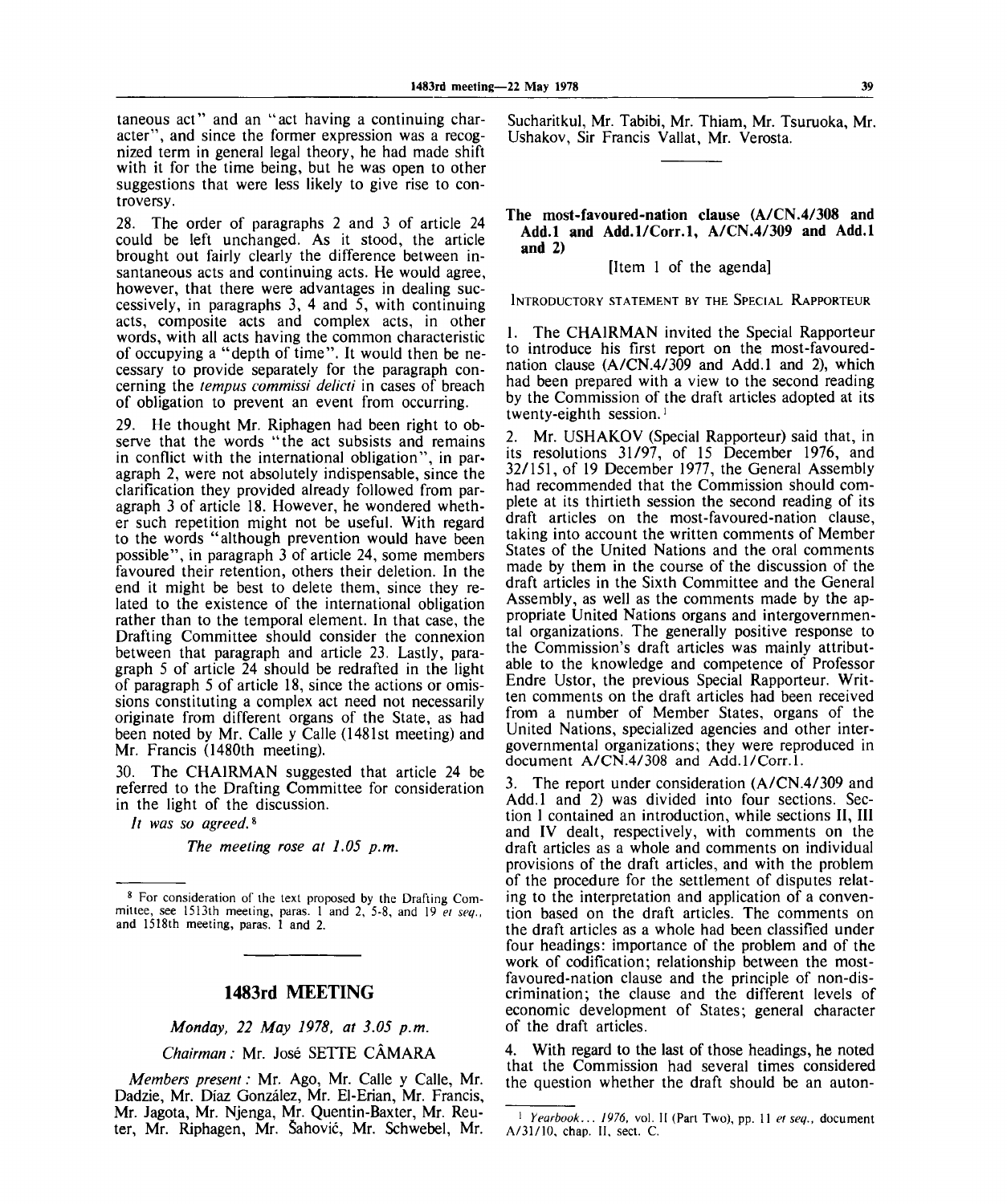taneous act" and an "act having a continuing character", and since the former expression was a recognized term in general legal theory, he had made shift with it for the time being, but he was open to other suggestions that were less likely to give rise to controversy.

28. The order of paragraphs 2 and 3 of article 24 could be left unchanged. As it stood, the article brought out fairly clearly the difference between insantaneous acts and continuing acts. He would agree, however, that there were advantages in dealing successively, in paragraphs 3, 4 and 5, with continuing acts, composite acts and complex acts, in other words, with all acts having the common characteristic of occupying a "depth of time". It would then be necessary to provide separately for the paragraph concerning the *tempus commissi delicti* in cases of breach of obligation to prevent an event from occurring.

29. He thought Mr. Riphagen had been right to observe that the words "the act subsists and remains in conflict with the international obligation", in paragraph 2, were not absolutely indispensable, since the clarification they provided already followed from paragraph 3 of article 18. However, he wondered whether such repetition might not be useful. With regard to the words "although prevention would have been possible", in paragraph 3 of article 24, some members favoured their retention, others their deletion. In the end it might be best to delete them, since they related to the existence of the international obligation rather than to the temporal element. In that case, the Drafting Committee should consider the connexion between that paragraph and article 23. Lastly, paragraph 5 of article 24 should be redrafted in the light of paragraph 5 of article 18, since the actions or omissions constituting a complex act need not necessarily originate from different organs of the State, as had been noted by Mr. Calle y Calle (1481st meeting) and Mr. Francis (1480th meeting).

30. The CHAIRMAN suggested that article 24 be referred to the Drafting Committee for consideration in the light of the discussion.

*It was so agreed.*[8]

*The meeting rose at 1.05 p.m.*

[8] For consideration of the text proposed by the Drafting Committee, see 1513th meeting, paras. 1 and 2, 5-8, and 19 *et seq.*, and 1518th meeting, paras. 1 and 2.

## 1483rd MEETING

*Monday, 22 May 1978, at 3.05 p.m.*

*Chairman:* Mr. José SETTE CÂMARA

*Members present:* Mr. Ago, Mr. Calle y Calle, Mr. Dadzie, Mr. Díaz González, Mr. El-Erian, Mr. Francis, Mr. Jagota, Mr. Njenga, Mr. Quentin-Baxter, Mr. Reuter, Mr. Riphagen, Mr. Šahović, Mr. Schwebel, Mr. Sucharitkul, Mr. Tabibi, Mr. Thiam, Mr. Tsuruoka, Mr. Ushakov, Sir Francis Vallat, Mr. Verosta.

### The most-favoured-nation clause (A/CN.4/308 and Add.1 and Add.1/Corr.1, A/CN.4/309 and Add.1 and 2)

[Item 1 of the agenda]

INTRODUCTORY STATEMENT BY THE SPECIAL RAPPORTEUR

1. The CHAIRMAN invited the Special Rapporteur to introduce his first report on the most-favoured-nation clause (A/CN.4/309 and Add.1 and 2), which had been prepared with a view to the second reading by the Commission of the draft articles adopted at its twenty-eighth session.[1]

2. Mr. USHAKOV (Special Rapporteur) said that, in its resolutions 31/97, of 15 December 1976, and 32/151, of 19 December 1977, the General Assembly had recommended that the Commission should complete at its thirtieth session the second reading of its draft articles on the most-favoured-nation clause, taking into account the written comments of Member States of the United Nations and the oral comments made by them in the course of the discussion of the draft articles in the Sixth Committee and the General Assembly, as well as the comments made by the appropriate United Nations organs and intergovernmental organizations. The generally positive response to the Commission's draft articles was mainly attributable to the knowledge and competence of Professor Endre Ustor, the previous Special Rapporteur. Written comments on the draft articles had been received from a number of Member States, organs of the United Nations, specialized agencies and other intergovernmental organizations; they were reproduced in document A/CN.4/308 and Add.1/Corr.1.

3. The report under consideration (A/CN.4/309 and Add.1 and 2) was divided into four sections. Section I contained an introduction, while sections II, III and IV dealt, respectively, with comments on the draft articles as a whole and comments on individual provisions of the draft articles, and with the problem of the procedure for the settlement of disputes relating to the interpretation and application of a convention based on the draft articles. The comments on the draft articles as a whole had been classified under four headings: importance of the problem and of the work of codification; relationship between the most-favoured-nation clause and the principle of non-discrimination; the clause and the different levels of economic development of States; general character of the draft articles.

4. With regard to the last of those headings, he noted that the Commission had several times considered the question whether the draft should be an auton-

[1] *Yearbook... 1976*, vol. II (Part Two), pp. 11 *et seq.*, document A/31/10, chap. II, sect. C.